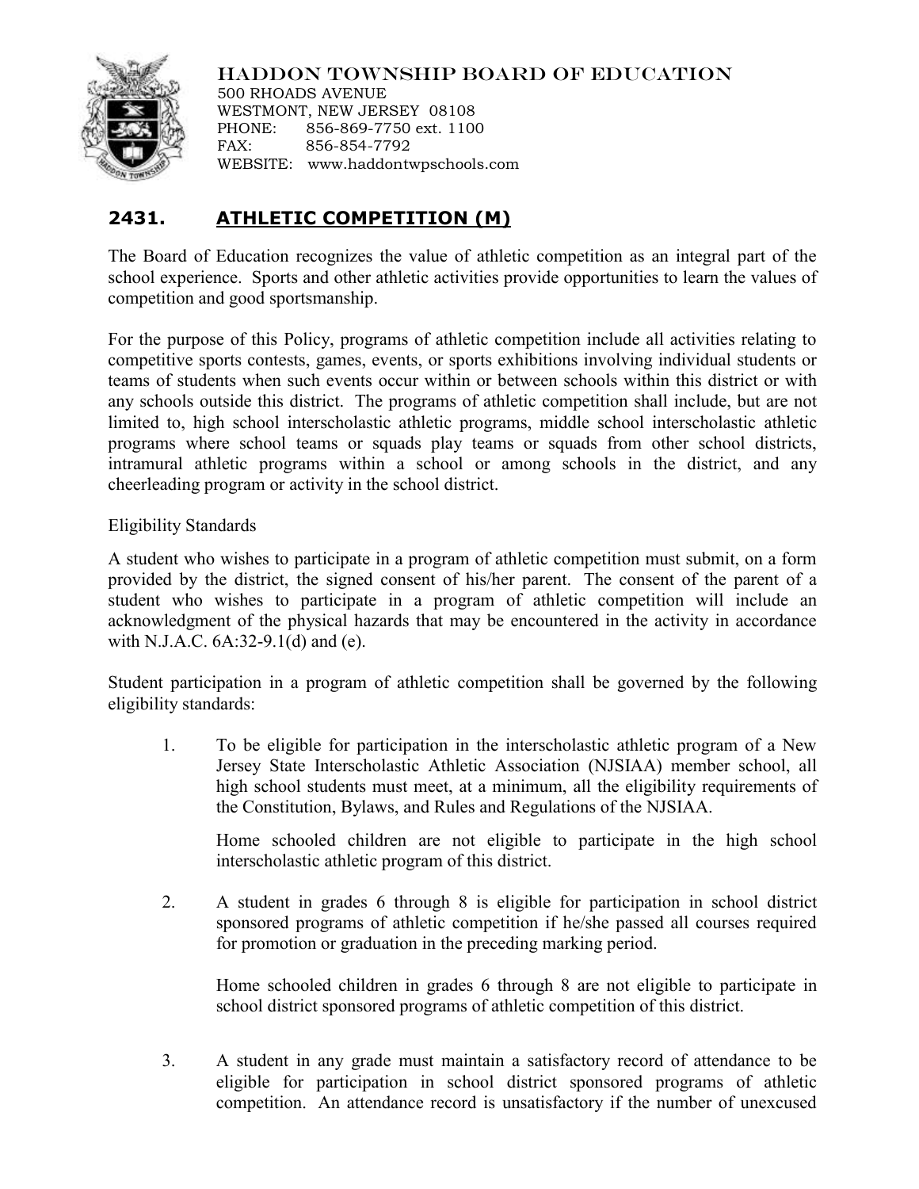HADDON TOWNSHIP BOARD OF EDUCATION
500 RHOADS AVENUE
WESTMONT, NEW JERSEY 08108
PHONE: 856-869-7750 ext. 1100
FAX: 856-854-7792
WEBSITE: www.haddontwpschools.com

# 2431. ATHLETIC COMPETITION (M)

The Board of Education recognizes the value of athletic competition as an integral part of the school experience. Sports and other athletic activities provide opportunities to learn the values of competition and good sportsmanship.

For the purpose of this Policy, programs of athletic competition include all activities relating to competitive sports contests, games, events, or sports exhibitions involving individual students or teams of students when such events occur within or between schools within this district or with any schools outside this district. The programs of athletic competition shall include, but are not limited to, high school interscholastic athletic programs, middle school interscholastic athletic programs where school teams or squads play teams or squads from other school districts, intramural athletic programs within a school or among schools in the district, and any cheerleading program or activity in the school district.

Eligibility Standards

A student who wishes to participate in a program of athletic competition must submit, on a form provided by the district, the signed consent of his/her parent. The consent of the parent of a student who wishes to participate in a program of athletic competition will include an acknowledgment of the physical hazards that may be encountered in the activity in accordance with N.J.A.C. 6A:32-9.1(d) and (e).

Student participation in a program of athletic competition shall be governed by the following eligibility standards:

1. To be eligible for participation in the interscholastic athletic program of a New Jersey State Interscholastic Athletic Association (NJSIAA) member school, all high school students must meet, at a minimum, all the eligibility requirements of the Constitution, Bylaws, and Rules and Regulations of the NJSIAA.

   Home schooled children are not eligible to participate in the high school interscholastic athletic program of this district.

2. A student in grades 6 through 8 is eligible for participation in school district sponsored programs of athletic competition if he/she passed all courses required for promotion or graduation in the preceding marking period.

   Home schooled children in grades 6 through 8 are not eligible to participate in school district sponsored programs of athletic competition of this district.

3. A student in any grade must maintain a satisfactory record of attendance to be eligible for participation in school district sponsored programs of athletic competition. An attendance record is unsatisfactory if the number of unexcused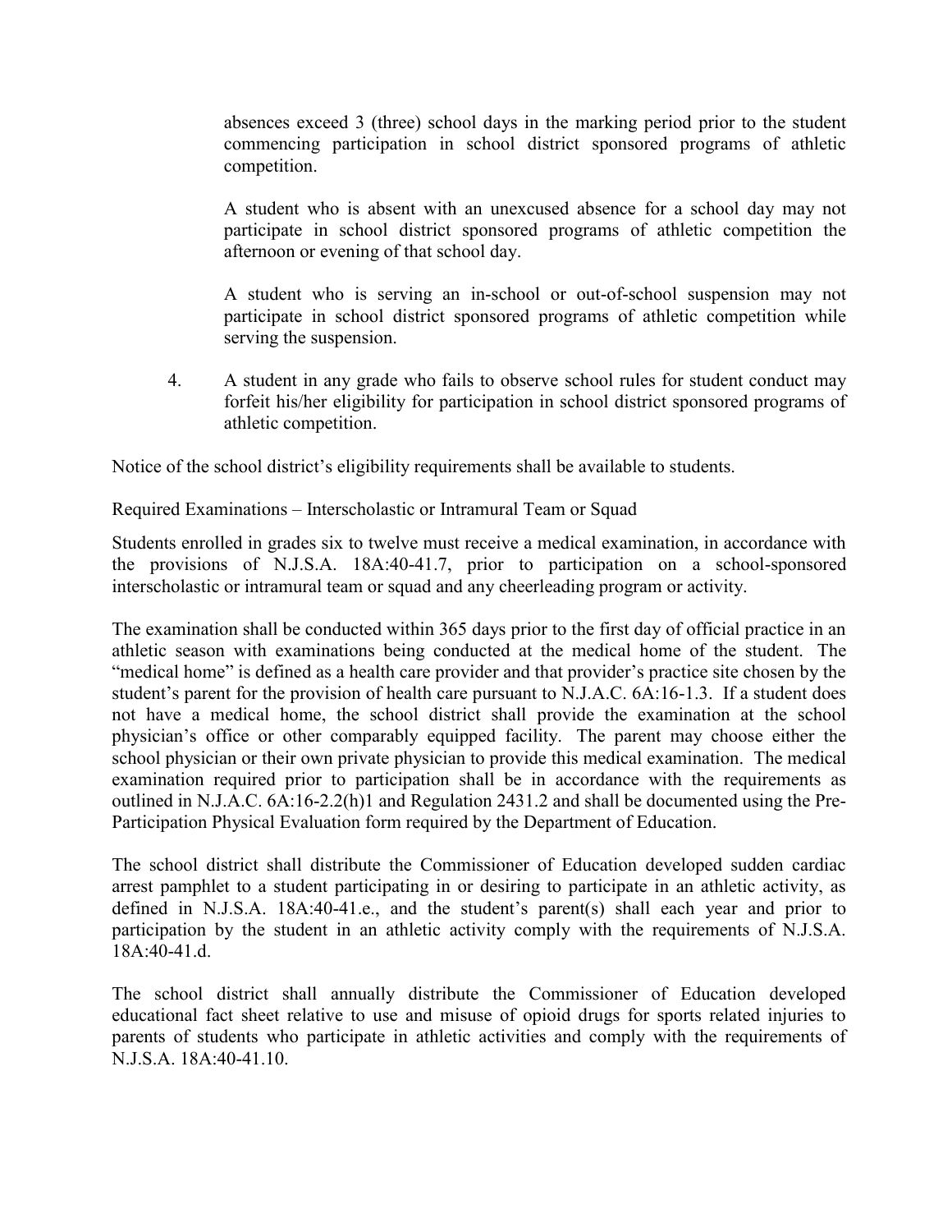absences exceed 3 (three) school days in the marking period prior to the student commencing participation in school district sponsored programs of athletic competition.

A student who is absent with an unexcused absence for a school day may not participate in school district sponsored programs of athletic competition the afternoon or evening of that school day.

A student who is serving an in-school or out-of-school suspension may not participate in school district sponsored programs of athletic competition while serving the suspension.

4. A student in any grade who fails to observe school rules for student conduct may forfeit his/her eligibility for participation in school district sponsored programs of athletic competition.

Notice of the school district's eligibility requirements shall be available to students.

Required Examinations – Interscholastic or Intramural Team or Squad

Students enrolled in grades six to twelve must receive a medical examination, in accordance with the provisions of N.J.S.A. 18A:40-41.7, prior to participation on a school-sponsored interscholastic or intramural team or squad and any cheerleading program or activity.

The examination shall be conducted within 365 days prior to the first day of official practice in an athletic season with examinations being conducted at the medical home of the student. The "medical home" is defined as a health care provider and that provider's practice site chosen by the student's parent for the provision of health care pursuant to N.J.A.C. 6A:16-1.3. If a student does not have a medical home, the school district shall provide the examination at the school physician's office or other comparably equipped facility. The parent may choose either the school physician or their own private physician to provide this medical examination. The medical examination required prior to participation shall be in accordance with the requirements as outlined in N.J.A.C. 6A:16-2.2(h)1 and Regulation 2431.2 and shall be documented using the Pre-Participation Physical Evaluation form required by the Department of Education.

The school district shall distribute the Commissioner of Education developed sudden cardiac arrest pamphlet to a student participating in or desiring to participate in an athletic activity, as defined in N.J.S.A. 18A:40-41.e., and the student's parent(s) shall each year and prior to participation by the student in an athletic activity comply with the requirements of N.J.S.A. 18A:40-41.d.

The school district shall annually distribute the Commissioner of Education developed educational fact sheet relative to use and misuse of opioid drugs for sports related injuries to parents of students who participate in athletic activities and comply with the requirements of N.J.S.A. 18A:40-41.10.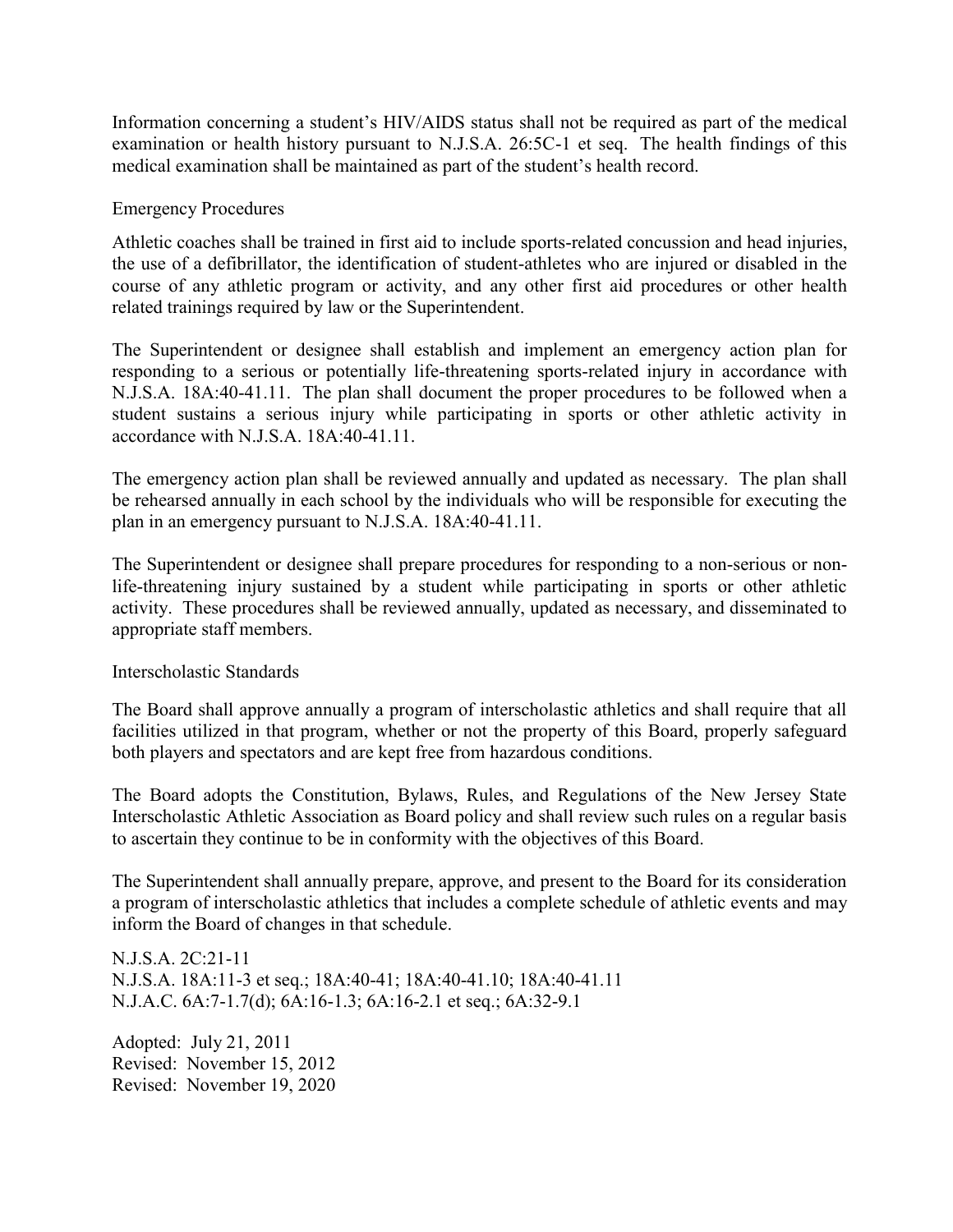Information concerning a student's HIV/AIDS status shall not be required as part of the medical examination or health history pursuant to N.J.S.A. 26:5C-1 et seq. The health findings of this medical examination shall be maintained as part of the student's health record.

## Emergency Procedures

Athletic coaches shall be trained in first aid to include sports-related concussion and head injuries, the use of a defibrillator, the identification of student-athletes who are injured or disabled in the course of any athletic program or activity, and any other first aid procedures or other health related trainings required by law or the Superintendent.

The Superintendent or designee shall establish and implement an emergency action plan for responding to a serious or potentially life-threatening sports-related injury in accordance with N.J.S.A. 18A:40-41.11. The plan shall document the proper procedures to be followed when a student sustains a serious injury while participating in sports or other athletic activity in accordance with N.J.S.A. 18A:40-41.11.

The emergency action plan shall be reviewed annually and updated as necessary. The plan shall be rehearsed annually in each school by the individuals who will be responsible for executing the plan in an emergency pursuant to N.J.S.A. 18A:40-41.11.

The Superintendent or designee shall prepare procedures for responding to a non-serious or non-life-threatening injury sustained by a student while participating in sports or other athletic activity. These procedures shall be reviewed annually, updated as necessary, and disseminated to appropriate staff members.

## Interscholastic Standards

The Board shall approve annually a program of interscholastic athletics and shall require that all facilities utilized in that program, whether or not the property of this Board, properly safeguard both players and spectators and are kept free from hazardous conditions.

The Board adopts the Constitution, Bylaws, Rules, and Regulations of the New Jersey State Interscholastic Athletic Association as Board policy and shall review such rules on a regular basis to ascertain they continue to be in conformity with the objectives of this Board.

The Superintendent shall annually prepare, approve, and present to the Board for its consideration a program of interscholastic athletics that includes a complete schedule of athletic events and may inform the Board of changes in that schedule.

N.J.S.A. 2C:21-11
N.J.S.A. 18A:11-3 et seq.; 18A:40-41; 18A:40-41.10; 18A:40-41.11
N.J.A.C. 6A:7-1.7(d); 6A:16-1.3; 6A:16-2.1 et seq.; 6A:32-9.1

Adopted: July 21, 2011
Revised: November 15, 2012
Revised: November 19, 2020